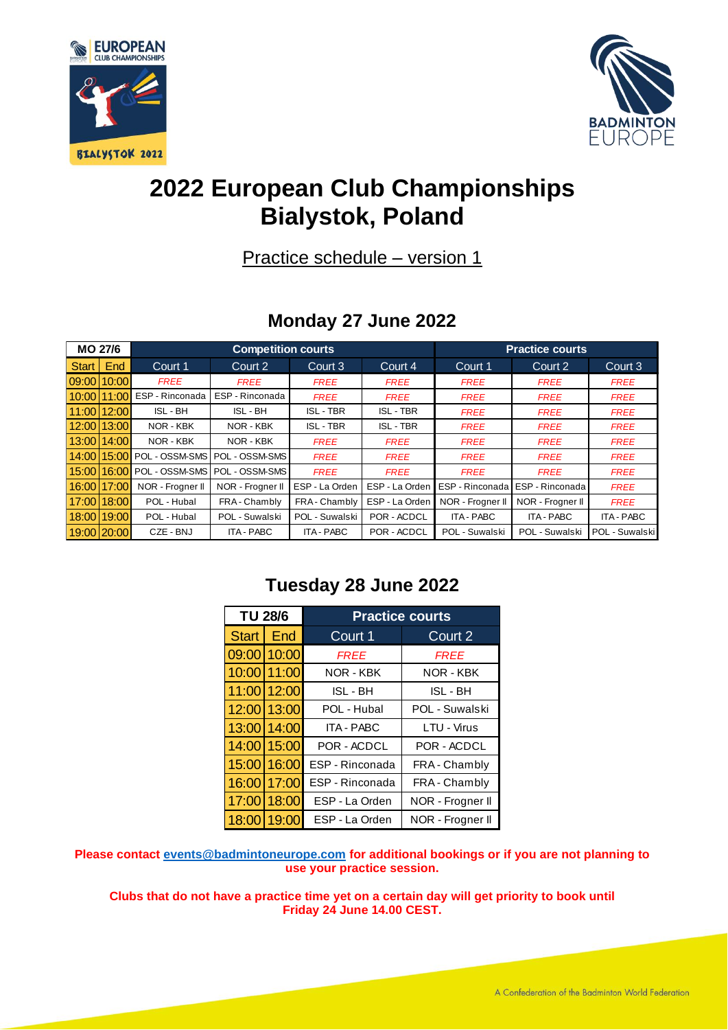# 2022 European Club Championships
# Bialystok, Poland

Practice schedule – version 1

## Monday 27 June 2022

| MO 27/6 | | Competition courts | | | | Practice courts | | |
|---|---|---|---|---|---|---|---|---|
| Start | End | Court 1 | Court 2 | Court 3 | Court 4 | Court 1 | Court 2 | Court 3 |
| 09:00 | 10:00 | *FREE* | *FREE* | *FREE* | *FREE* | *FREE* | *FREE* | *FREE* |
| 10:00 | 11:00 | ESP - Rinconada | ESP - Rinconada | *FREE* | *FREE* | *FREE* | *FREE* | *FREE* |
| 11:00 | 12:00 | ISL - BH | ISL - BH | ISL - TBR | ISL - TBR | *FREE* | *FREE* | *FREE* |
| 12:00 | 13:00 | NOR - KBK | NOR - KBK | ISL - TBR | ISL - TBR | *FREE* | *FREE* | *FREE* |
| 13:00 | 14:00 | NOR - KBK | NOR - KBK | *FREE* | *FREE* | *FREE* | *FREE* | *FREE* |
| 14:00 | 15:00 | POL - OSSM-SMS | POL - OSSM-SMS | *FREE* | *FREE* | *FREE* | *FREE* | *FREE* |
| 15:00 | 16:00 | POL - OSSM-SMS | POL - OSSM-SMS | *FREE* | *FREE* | *FREE* | *FREE* | *FREE* |
| 16:00 | 17:00 | NOR - Frogner II | NOR - Frogner II | ESP - La Orden | ESP - La Orden | ESP - Rinconada | ESP - Rinconada | *FREE* |
| 17:00 | 18:00 | POL - Hubal | FRA - Chambly | FRA - Chambly | ESP - La Orden | NOR - Frogner II | NOR - Frogner II | *FREE* |
| 18:00 | 19:00 | POL - Hubal | POL - Suwalski | POL - Suwalski | POR - ACDCL | ITA - PABC | ITA - PABC | ITA - PABC |
| 19:00 | 20:00 | CZE - BNJ | ITA - PABC | ITA - PABC | POR - ACDCL | POL - Suwalski | POL - Suwalski | POL - Suwalski |

## Tuesday 28 June 2022

| TU 28/6 | | Practice courts | |
|---|---|---|---|
| Start | End | Court 1 | Court 2 |
| 09:00 | 10:00 | *FREE* | *FREE* |
| 10:00 | 11:00 | NOR - KBK | NOR - KBK |
| 11:00 | 12:00 | ISL - BH | ISL - BH |
| 12:00 | 13:00 | POL - Hubal | POL - Suwalski |
| 13:00 | 14:00 | ITA - PABC | LTU - Virus |
| 14:00 | 15:00 | POR - ACDCL | POR - ACDCL |
| 15:00 | 16:00 | ESP - Rinconada | FRA - Chambly |
| 16:00 | 17:00 | ESP - Rinconada | FRA - Chambly |
| 17:00 | 18:00 | ESP - La Orden | NOR - Frogner II |
| 18:00 | 19:00 | ESP - La Orden | NOR - Frogner II |

**Please contact events@badmintoneurope.com for additional bookings or if you are not planning to use your practice session.**

**Clubs that do not have a practice time yet on a certain day will get priority to book until Friday 24 June 14.00 CEST.**

A Confederation of the Badminton World Federation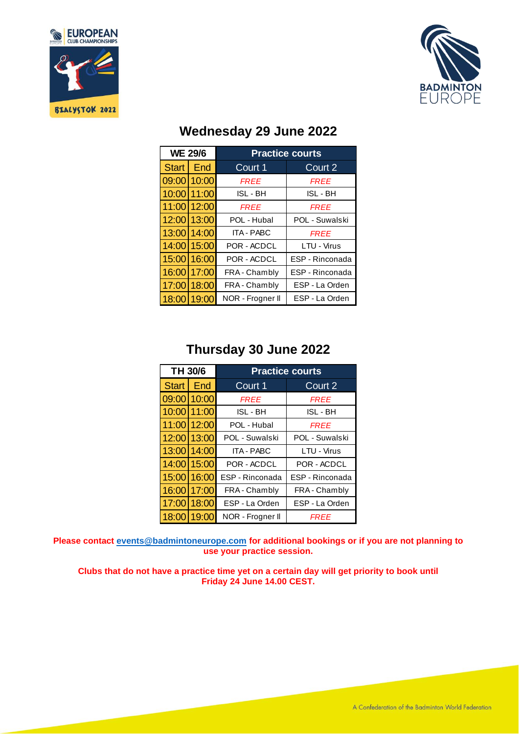## Wednesday 29 June 2022

| WE 29/6 | | Practice courts | |
|---|---|---|---|
| Start | End | Court 1 | Court 2 |
| 09:00 | 10:00 | *FREE* | *FREE* |
| 10:00 | 11:00 | ISL - BH | ISL - BH |
| 11:00 | 12:00 | *FREE* | *FREE* |
| 12:00 | 13:00 | POL - Hubal | POL - Suwalski |
| 13:00 | 14:00 | ITA - PABC | *FREE* |
| 14:00 | 15:00 | POR - ACDCL | LTU - Virus |
| 15:00 | 16:00 | POR - ACDCL | ESP - Rinconada |
| 16:00 | 17:00 | FRA - Chambly | ESP - Rinconada |
| 17:00 | 18:00 | FRA - Chambly | ESP - La Orden |
| 18:00 | 19:00 | NOR - Frogner II | ESP - La Orden |

## Thursday 30 June 2022

| TH 30/6 | | Practice courts | |
|---|---|---|---|
| Start | End | Court 1 | Court 2 |
| 09:00 | 10:00 | *FREE* | *FREE* |
| 10:00 | 11:00 | ISL - BH | ISL - BH |
| 11:00 | 12:00 | POL - Hubal | *FREE* |
| 12:00 | 13:00 | POL - Suwalski | POL - Suwalski |
| 13:00 | 14:00 | ITA - PABC | LTU - Virus |
| 14:00 | 15:00 | POR - ACDCL | POR - ACDCL |
| 15:00 | 16:00 | ESP - Rinconada | ESP - Rinconada |
| 16:00 | 17:00 | FRA - Chambly | FRA - Chambly |
| 17:00 | 18:00 | ESP - La Orden | ESP - La Orden |
| 18:00 | 19:00 | NOR - Frogner II | *FREE* |

**Please contact events@badmintoneurope.com for additional bookings or if you are not planning to use your practice session.**

**Clubs that do not have a practice time yet on a certain day will get priority to book until Friday 24 June 14.00 CEST.**